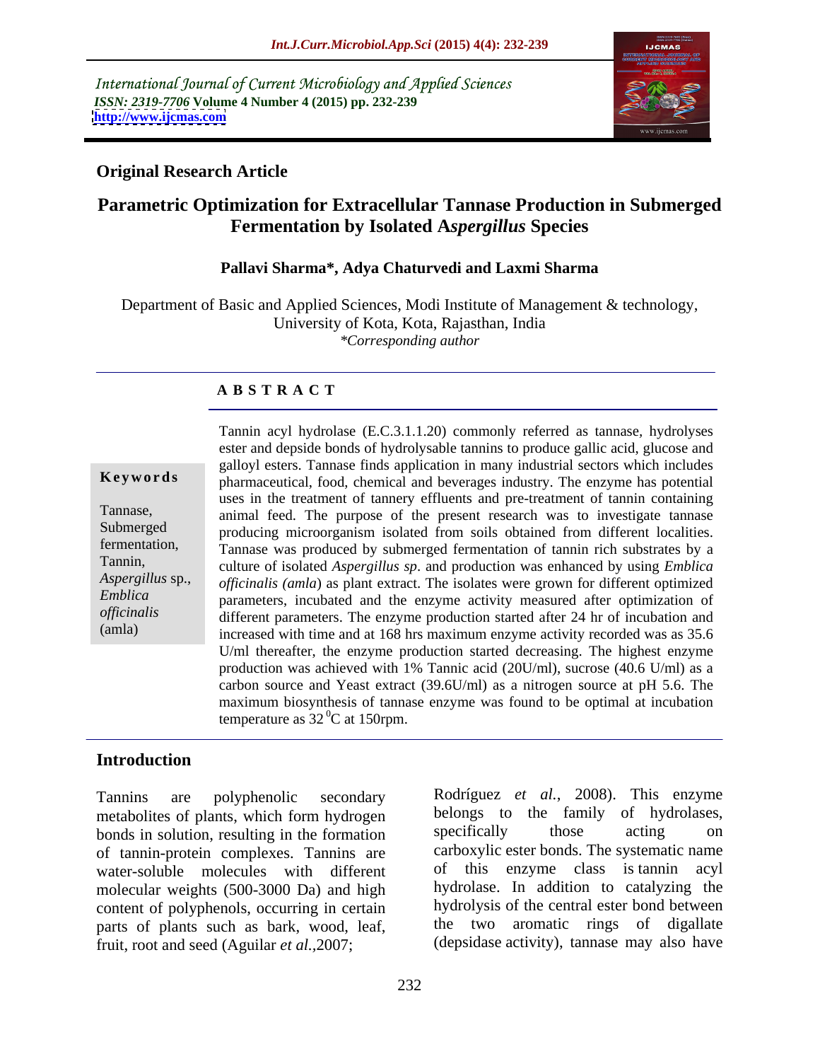International Journal of Current Microbiology and Applied Sciences
*ISSN: 2319-7706* **Volume 4 Number 4 (2015) pp. 232-239**
**http://www.ijcmas.com**

**Original Research Article**

# Parametric Optimization for Extracellular Tannase Production in Submerged Fermentation by Isolated A*spergillus* Species

**Pallavi Sharma\*, Adya Chaturvedi and Laxmi Sharma**

Department of Basic and Applied Sciences, Modi Institute of Management & technology, University of Kota, Kota, Rajasthan, India
*\*Corresponding author*

## A B S T R A C T

**Keywords**

Tannase, Submerged fermentation, Tannin, *Aspergillus* sp., *Emblica officinalis* (amla)

Tannin acyl hydrolase (E.C.3.1.1.20) commonly referred as tannase, hydrolyses ester and depside bonds of hydrolysable tannins to produce gallic acid, glucose and galloyl esters. Tannase finds application in many industrial sectors which includes pharmaceutical, food, chemical and beverages industry. The enzyme has potential uses in the treatment of tannery effluents and pre-treatment of tannin containing animal feed. The purpose of the present research was to investigate tannase producing microorganism isolated from soils obtained from different localities. Tannase was produced by submerged fermentation of tannin rich substrates by a culture of isolated *Aspergillus sp*. and production was enhanced by using *Emblica officinalis (amla)* as plant extract. The isolates were grown for different optimized parameters, incubated and the enzyme activity measured after optimization of different parameters. The enzyme production started after 24 hr of incubation and increased with time and at 168 hrs maximum enzyme activity recorded was as 35.6 U/ml thereafter, the enzyme production started decreasing. The highest enzyme production was achieved with 1% Tannic acid (20U/ml), sucrose (40.6 U/ml) as a carbon source and Yeast extract (39.6U/ml) as a nitrogen source at pH 5.6. The maximum biosynthesis of tannase enzyme was found to be optimal at incubation temperature as 32 $^0$C at 150rpm.

## Introduction

Tannins are polyphenolic secondary metabolites of plants, which form hydrogen bonds in solution, resulting in the formation of tannin-protein complexes. Tannins are water-soluble molecules with different molecular weights (500-3000 Da) and high content of polyphenols, occurring in certain parts of plants such as bark, wood, leaf, fruit, root and seed (Aguilar *et al.*,2007; Rodríguez *et al.*, 2008). This enzyme belongs to the family of hydrolases, specifically those acting on carboxylic ester bonds. The systematic name of this enzyme class is tannin acyl hydrolase. In addition to catalyzing the hydrolysis of the central ester bond between the two aromatic rings of digallate (depsidase activity), tannase may also have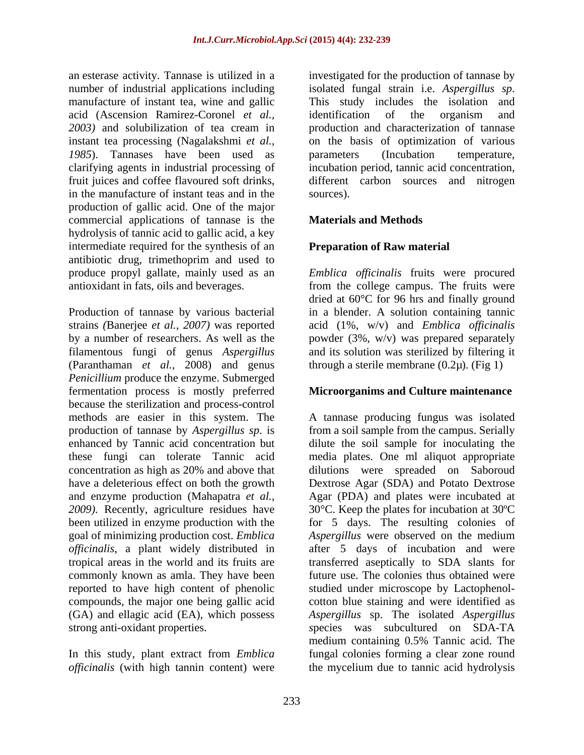an esterase activity. Tannase is utilized in a number of industrial applications including manufacture of instant tea, wine and gallic acid (Ascension Ramirez-Coronel *et al., 2003)* and solubilization of tea cream in instant tea processing (Nagalakshmi *et al., 1985*). Tannases have been used as clarifying agents in industrial processing of fruit juices and coffee flavoured soft drinks, in the manufacture of instant teas and in the production of gallic acid. One of the major commercial applications of tannase is the hydrolysis of tannic acid to gallic acid, a key intermediate required for the synthesis of an antibiotic drug, trimethoprim and used to produce propyl gallate, mainly used as an antioxidant in fats, oils and beverages.

Production of tannase by various bacterial strains *(*Banerjee *et al., 2007)* was reported by a number of researchers. As well as the filamentous fungi of genus *Aspergillus* (Paranthaman *et al.,* 2008) and genus *Penicillium* produce the enzyme. Submerged fermentation process is mostly preferred because the sterilization and process-control methods are easier in this system. The production of tannase by *Aspergillus sp*. is enhanced by Tannic acid concentration but these fungi can tolerate Tannic acid concentration as high as 20% and above that have a deleterious effect on both the growth and enzyme production (Mahapatra *et al., 2009).* Recently, agriculture residues have been utilized in enzyme production with the goal of minimizing production cost. *Emblica officinalis*, a plant widely distributed in tropical areas in the world and its fruits are commonly known as amla. They have been reported to have high content of phenolic compounds, the major one being gallic acid (GA) and ellagic acid (EA), which possess strong anti-oxidant properties.

In this study, plant extract from *Emblica officinalis* (with high tannin content) were investigated for the production of tannase by isolated fungal strain i.e. *Aspergillus sp*. This study includes the isolation and identification of the organism and production and characterization of tannase on the basis of optimization of various parameters (Incubation temperature, incubation period, tannic acid concentration, different carbon sources and nitrogen sources).

## Materials and Methods

### Preparation of Raw material

*Emblica officinalis* fruits were procured from the college campus. The fruits were dried at 60°C for 96 hrs and finally ground in a blender. A solution containing tannic acid (1%, w/v) and *Emblica officinalis* powder (3%, w/v) was prepared separately and its solution was sterilized by filtering it through a sterile membrane (0.2µ). (Fig 1)

### Microorganims and Culture maintenance

A tannase producing fungus was isolated from a soil sample from the campus. Serially dilute the soil sample for inoculating the media plates. One ml aliquot appropriate dilutions were spreaded on Saboroud Dextrose Agar (SDA) and Potato Dextrose Agar (PDA) and plates were incubated at 30°C. Keep the plates for incubation at 30ºC for 5 days. The resulting colonies of *Aspergillus* were observed on the medium after 5 days of incubation and were transferred aseptically to SDA slants for future use. The colonies thus obtained were studied under microscope by Lactophenol-cotton blue staining and were identified as *Aspergillus* sp. The isolated *Aspergillus* species was subcultured on SDA-TA medium containing 0.5% Tannic acid. The fungal colonies forming a clear zone round the mycelium due to tannic acid hydrolysis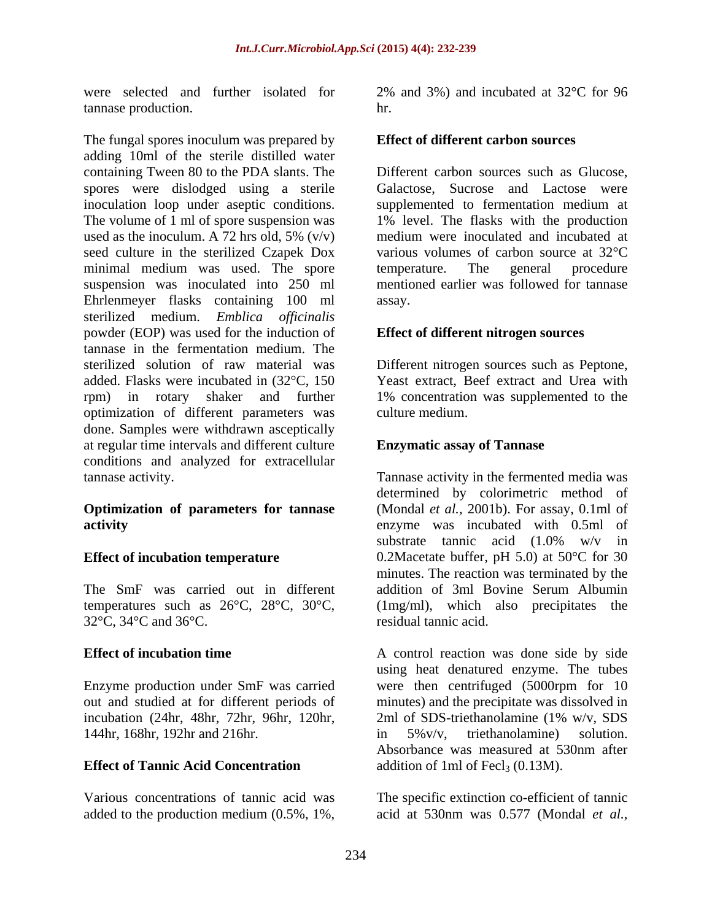were selected and further isolated for tannase production.

The fungal spores inoculum was prepared by adding 10ml of the sterile distilled water containing Tween 80 to the PDA slants. The spores were dislodged using a sterile inoculation loop under aseptic conditions. The volume of 1 ml of spore suspension was used as the inoculum. A 72 hrs old, 5% (v/v) seed culture in the sterilized Czapek Dox minimal medium was used. The spore suspension was inoculated into 250 ml Ehrlenmeyer flasks containing 100 ml sterilized medium. *Emblica officinalis* powder (EOP) was used for the induction of tannase in the fermentation medium. The sterilized solution of raw material was added. Flasks were incubated in (32°C, 150 rpm) in rotary shaker and further optimization of different parameters was done. Samples were withdrawn asceptically at regular time intervals and different culture conditions and analyzed for extracellular tannase activity.

**Optimization of parameters for tannase activity**

**Effect of incubation temperature**

The SmF was carried out in different temperatures such as 26°C, 28°C, 30°C, 32°C, 34°C and 36°C.

**Effect of incubation time**

Enzyme production under SmF was carried out and studied at for different periods of incubation (24hr, 48hr, 72hr, 96hr, 120hr, 144hr, 168hr, 192hr and 216hr.

**Effect of Tannic Acid Concentration**

Various concentrations of tannic acid was added to the production medium (0.5%, 1%, 2% and 3%) and incubated at 32°C for 96 hr.

**Effect of different carbon sources**

Different carbon sources such as Glucose, Galactose, Sucrose and Lactose were supplemented to fermentation medium at 1% level. The flasks with the production medium were inoculated and incubated at various volumes of carbon source at 32°C temperature. The general procedure mentioned earlier was followed for tannase assay.

**Effect of different nitrogen sources**

Different nitrogen sources such as Peptone, Yeast extract, Beef extract and Urea with 1% concentration was supplemented to the culture medium.

**Enzymatic assay of Tannase**

Tannase activity in the fermented media was determined by colorimetric method of (Mondal *et al.*, 2001b). For assay, 0.1ml of enzyme was incubated with 0.5ml of substrate tannic acid (1.0% w/v in 0.2Macetate buffer, pH 5.0) at 50°C for 30 minutes. The reaction was terminated by the addition of 3ml Bovine Serum Albumin (1mg/ml), which also precipitates the residual tannic acid.

A control reaction was done side by side using heat denatured enzyme. The tubes were then centrifuged (5000rpm for 10 minutes) and the precipitate was dissolved in 2ml of SDS-triethanolamine (1% w/v, SDS in 5%v/v, triethanolamine) solution. Absorbance was measured at 530nm after addition of 1ml of $Fecl_3$ (0.13M).

The specific extinction co-efficient of tannic acid at 530nm was 0.577 (Mondal *et al.*,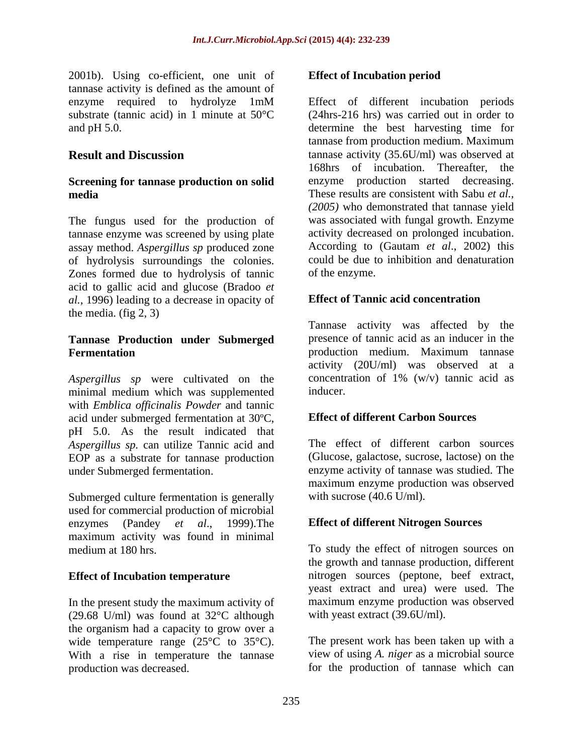2001b). Using co-efficient, one unit of tannase activity is defined as the amount of enzyme required to hydrolyze 1mM substrate (tannic acid) in 1 minute at 50°C and pH 5.0.

## Result and Discussion

### Screening for tannase production on solid media

The fungus used for the production of tannase enzyme was screened by using plate assay method. *Aspergillus sp* produced zone of hydrolysis surroundings the colonies. Zones formed due to hydrolysis of tannic acid to gallic acid and glucose (Bradoo *et al.,* 1996) leading to a decrease in opacity of the media. (fig 2, 3)

### Tannase Production under Submerged Fermentation

*Aspergillus sp* were cultivated on the minimal medium which was supplemented with *Emblica officinalis Powder* and tannic acid under submerged fermentation at 30ºC, pH 5.0. As the result indicated that *Aspergillus sp.* can utilize Tannic acid and EOP as a substrate for tannase production under Submerged fermentation.

Submerged culture fermentation is generally used for commercial production of microbial enzymes (Pandey *et al*., 1999).The maximum activity was found in minimal medium at 180 hrs.

### Effect of Incubation temperature

In the present study the maximum activity of (29.68 U/ml) was found at 32°C although the organism had a capacity to grow over a wide temperature range (25°C to 35°C). With a rise in temperature the tannase production was decreased.

### Effect of Incubation period

Effect of different incubation periods (24hrs-216 hrs) was carried out in order to determine the best harvesting time for tannase from production medium. Maximum tannase activity (35.6U/ml) was observed at 168hrs of incubation. Thereafter, the enzyme production started decreasing. These results are consistent with Sabu *et al., (2005)* who demonstrated that tannase yield was associated with fungal growth. Enzyme activity decreased on prolonged incubation. According to (Gautam *et al*., 2002) this could be due to inhibition and denaturation of the enzyme.

### Effect of Tannic acid concentration

Tannase activity was affected by the presence of tannic acid as an inducer in the production medium. Maximum tannase activity (20U/ml) was observed at a concentration of 1% (w/v) tannic acid as inducer.

### Effect of different Carbon Sources

The effect of different carbon sources (Glucose, galactose, sucrose, lactose) on the enzyme activity of tannase was studied. The maximum enzyme production was observed with sucrose (40.6 U/ml).

### Effect of different Nitrogen Sources

To study the effect of nitrogen sources on the growth and tannase production, different nitrogen sources (peptone, beef extract, yeast extract and urea) were used. The maximum enzyme production was observed with yeast extract (39.6U/ml).

The present work has been taken up with a view of using *A. niger* as a microbial source for the production of tannase which can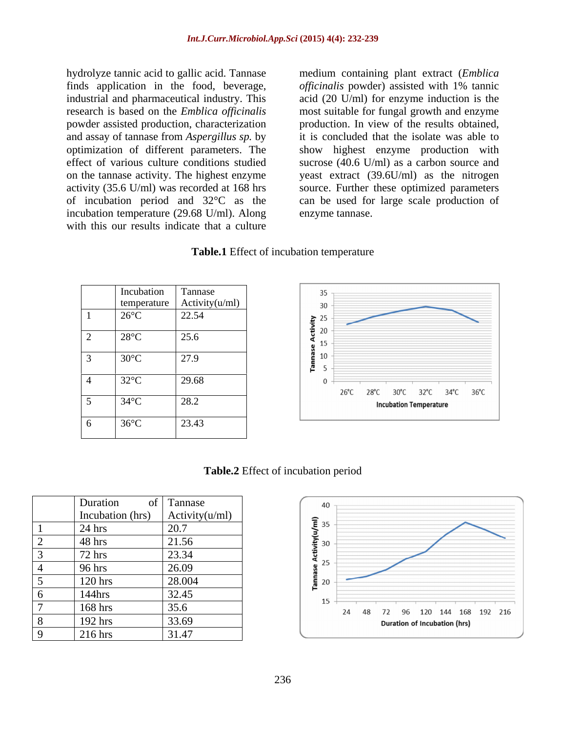hydrolyze tannic acid to gallic acid. Tannase finds application in the food, beverage, industrial and pharmaceutical industry. This research is based on the *Emblica officinalis* powder assisted production, characterization and assay of tannase from *Aspergillus sp.* by optimization of different parameters. The effect of various culture conditions studied on the tannase activity. The highest enzyme activity (35.6 U/ml) was recorded at 168 hrs of incubation period and 32°C as the incubation temperature (29.68 U/ml). Along with this our results indicate that a culture medium containing plant extract (*Emblica officinalis* powder) assisted with 1% tannic acid (20 U/ml) for enzyme induction is the most suitable for fungal growth and enzyme production. In view of the results obtained, it is concluded that the isolate was able to show highest enzyme production with sucrose (40.6 U/ml) as a carbon source and yeast extract (39.6U/ml) as the nitrogen source. Further these optimized parameters can be used for large scale production of enzyme tannase.

**Table.1** Effect of incubation temperature

| | Incubation temperature | Tannase Activity(u/ml) |
|---|---|---|
| 1 | 26°C | 22.54 |
| 2 | 28°C | 25.6 |
| 3 | 30°C | 27.9 |
| 4 | 32°C | 29.68 |
| 5 | 34°C | 28.2 |
| 6 | 36°C | 23.43 |

**Table.2** Effect of incubation period

| | Duration of Incubation (hrs) | Tannase Activity(u/ml) |
|---|---|---|
| 1 | 24 hrs | 20.7 |
| 2 | 48 hrs | 21.56 |
| 3 | 72 hrs | 23.34 |
| 4 | 96 hrs | 26.09 |
| 5 | 120 hrs | 28.004 |
| 6 | 144hrs | 32.45 |
| 7 | 168 hrs | 35.6 |
| 8 | 192 hrs | 33.69 |
| 9 | 216 hrs | 31.47 |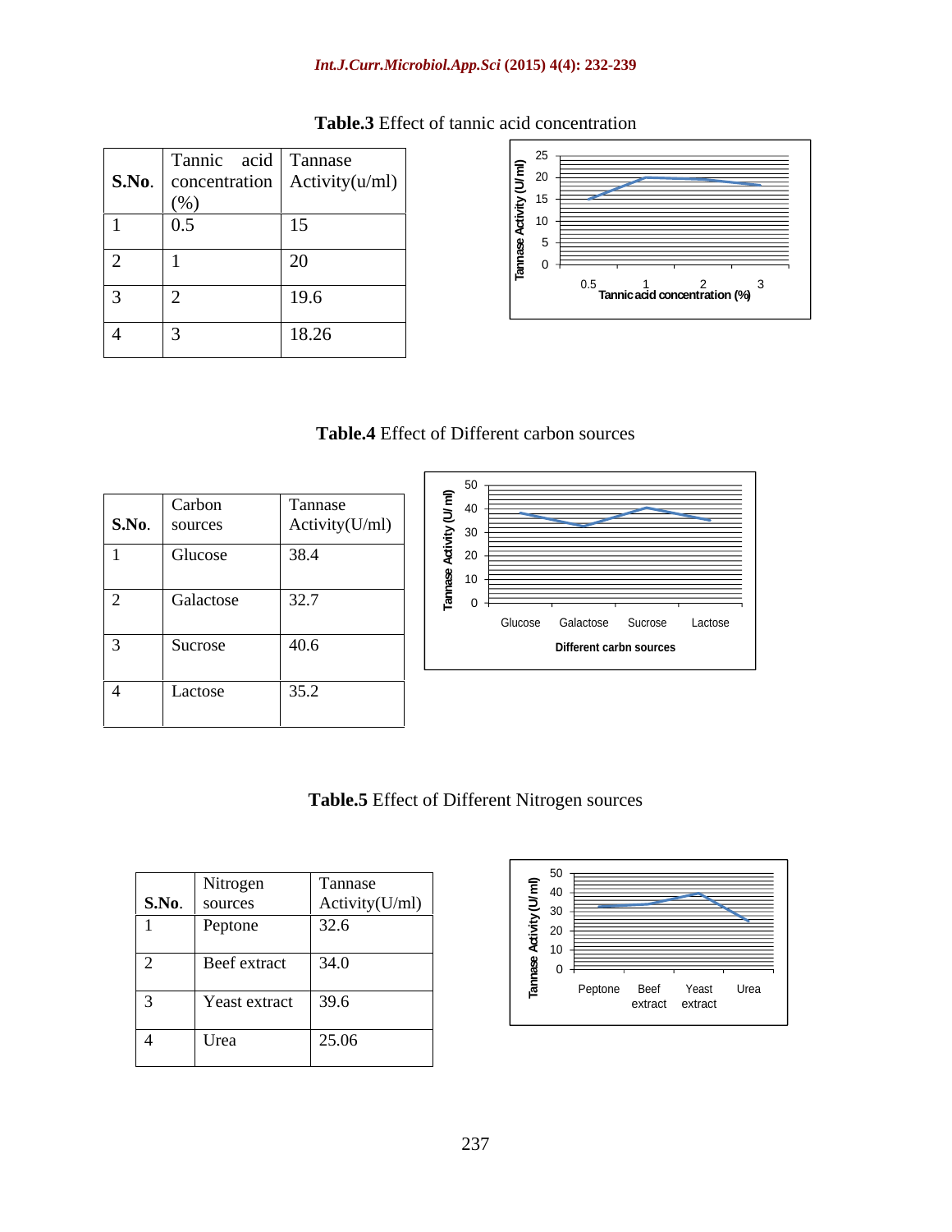**Table.3** Effect of tannic acid concentration

| S.No. | Tannic acid concentration (%) | Tannase Activity(u/ml) |
|---|---|---|
| 1 | 0.5 | 15 |
| 2 | 1 | 20 |
| 3 | 2 | 19.6 |
| 4 | 3 | 18.26 |

**Table.4** Effect of Different carbon sources

| S.No. | Carbon sources | Tannase Activity(U/ml) |
|---|---|---|
| 1 | Glucose | 38.4 |
| 2 | Galactose | 32.7 |
| 3 | Sucrose | 40.6 |
| 4 | Lactose | 35.2 |

**Table.5** Effect of Different Nitrogen sources

| S.No. | Nitrogen sources | Tannase Activity(U/ml) |
|---|---|---|
| 1 | Peptone | 32.6 |
| 2 | Beef extract | 34.0 |
| 3 | Yeast extract | 39.6 |
| 4 | Urea | 25.06 |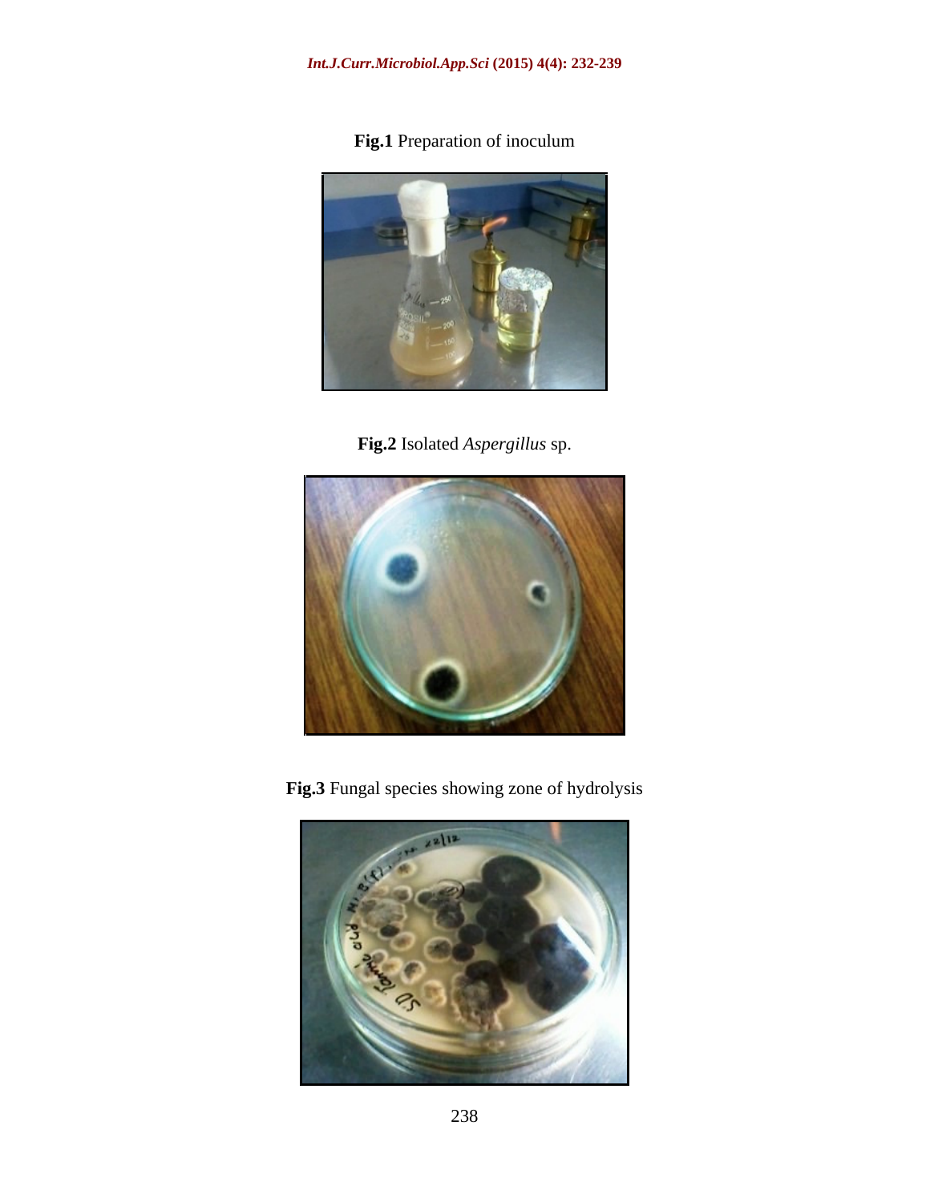**Fig.1** Preparation of inoculum

**Fig.2** Isolated *Aspergillus* sp.

**Fig.3** Fungal species showing zone of hydrolysis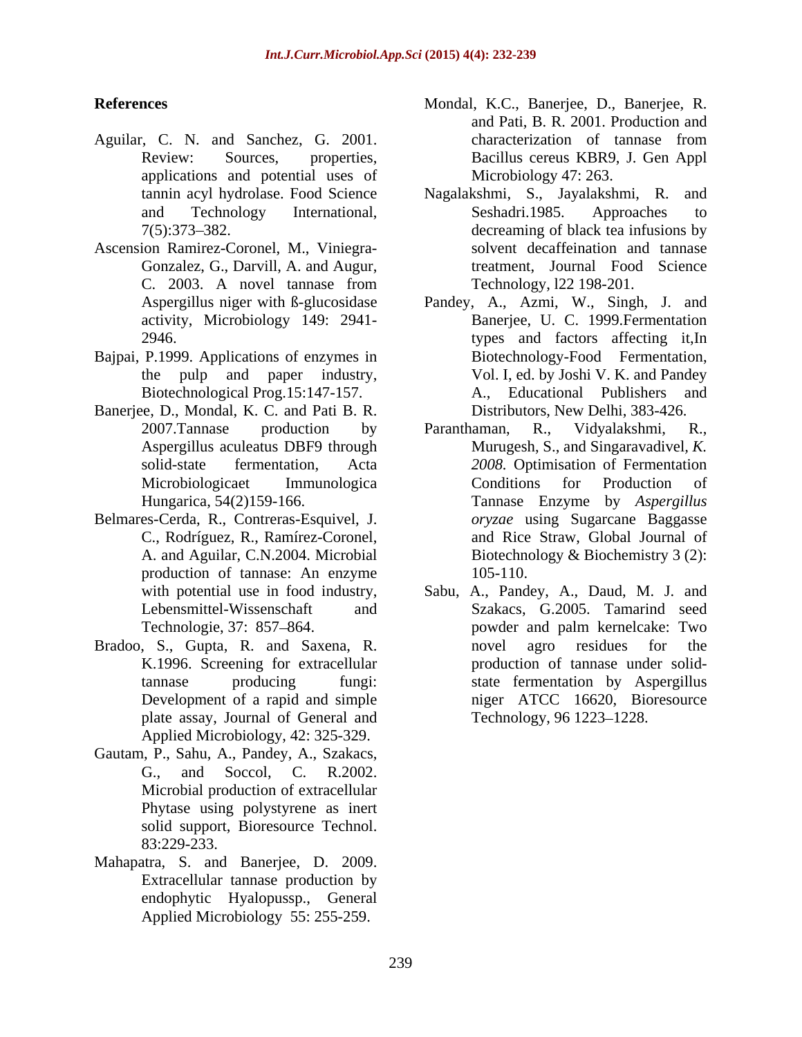## References

Aguilar, C. N. and Sanchez, G. 2001. Review: Sources, properties, applications and potential uses of tannin acyl hydrolase. Food Science and Technology International, 7(5):373–382.

Ascension Ramirez-Coronel, M., Viniegra-Gonzalez, G., Darvill, A. and Augur, C. 2003. A novel tannase from Aspergillus niger with ß-glucosidase activity, Microbiology 149: 2941-2946.

Bajpai, P.1999. Applications of enzymes in the pulp and paper industry, Biotechnological Prog.15:147-157.

Banerjee, D., Mondal, K. C. and Pati B. R. 2007.Tannase production by Aspergillus aculeatus DBF9 through solid-state fermentation, Acta Microbiologicaet Immunologica Hungarica, 54(2)159-166.

Belmares-Cerda, R., Contreras-Esquivel, J. C., Rodríguez, R., Ramírez-Coronel, A. and Aguilar, C.N.2004. Microbial production of tannase: An enzyme with potential use in food industry, Lebensmittel-Wissenschaft and Technologie, 37: 857–864.

Bradoo, S., Gupta, R. and Saxena, R. K.1996. Screening for extracellular tannase producing fungi: Development of a rapid and simple plate assay, Journal of General and Applied Microbiology, 42: 325-329.

Gautam, P., Sahu, A., Pandey, A., Szakacs, G., and Soccol, C. R.2002. Microbial production of extracellular Phytase using polystyrene as inert solid support, Bioresource Technol. 83:229-233.

Mahapatra, S. and Banerjee, D. 2009. Extracellular tannase production by endophytic Hyalopussp., General Applied Microbiology 55: 255-259.

Mondal, K.C., Banerjee, D., Banerjee, R. and Pati, B. R. 2001. Production and characterization of tannase from Bacillus cereus KBR9, J. Gen Appl Microbiology 47: 263.

Nagalakshmi, S., Jayalakshmi, R. and Seshadri.1985. Approaches to decreaming of black tea infusions by solvent decaffeination and tannase treatment, Journal Food Science Technology, l22 198-201.

Pandey, A., Azmi, W., Singh, J. and Banerjee, U. C. 1999.Fermentation types and factors affecting it,In Biotechnology-Food Fermentation, Vol. I, ed. by Joshi V. K. and Pandey A., Educational Publishers and Distributors, New Delhi, 383-426.

Paranthaman, R., Vidyalakshmi, R., Murugesh, S., and Singaravadivel, *K. 2008.* Optimisation of Fermentation Conditions for Production of Tannase Enzyme by *Aspergillus oryzae* using Sugarcane Baggasse and Rice Straw, Global Journal of Biotechnology & Biochemistry 3 (2): 105-110.

Sabu, A., Pandey, A., Daud, M. J. and Szakacs, G.2005. Tamarind seed powder and palm kernelcake: Two novel agro residues for the production of tannase under solid-state fermentation by Aspergillus niger ATCC 16620, Bioresource Technology, 96 1223–1228.